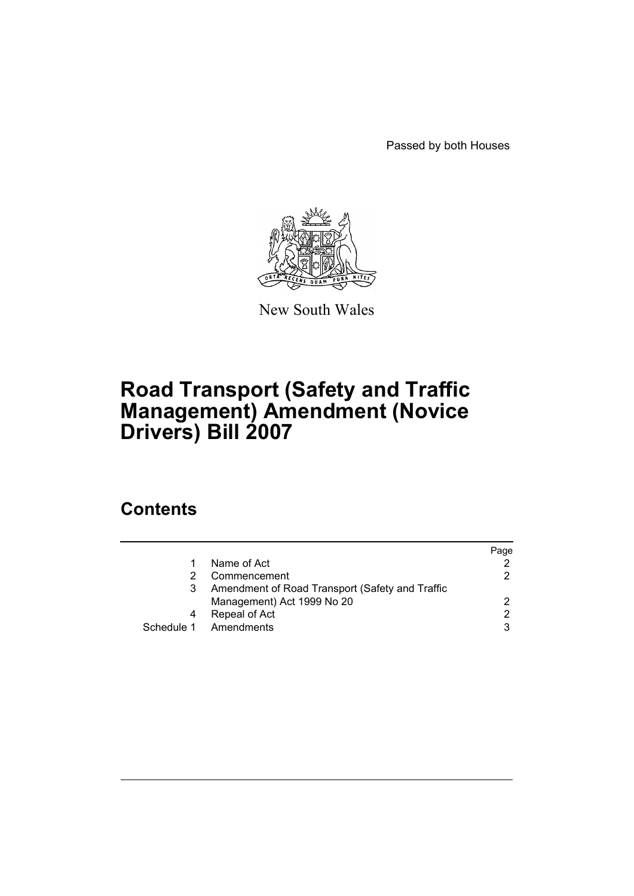Passed by both Houses

New South Wales

# Road Transport (Safety and Traffic Management) Amendment (Novice Drivers) Bill 2007

## Contents

| | | Page |
|---|---|---|
| 1 | Name of Act | 2 |
| 2 | Commencement | 2 |
| 3 | Amendment of Road Transport (Safety and Traffic Management) Act 1999 No 20 | 2 |
| 4 | Repeal of Act | 2 |
| Schedule 1 | Amendments | 3 |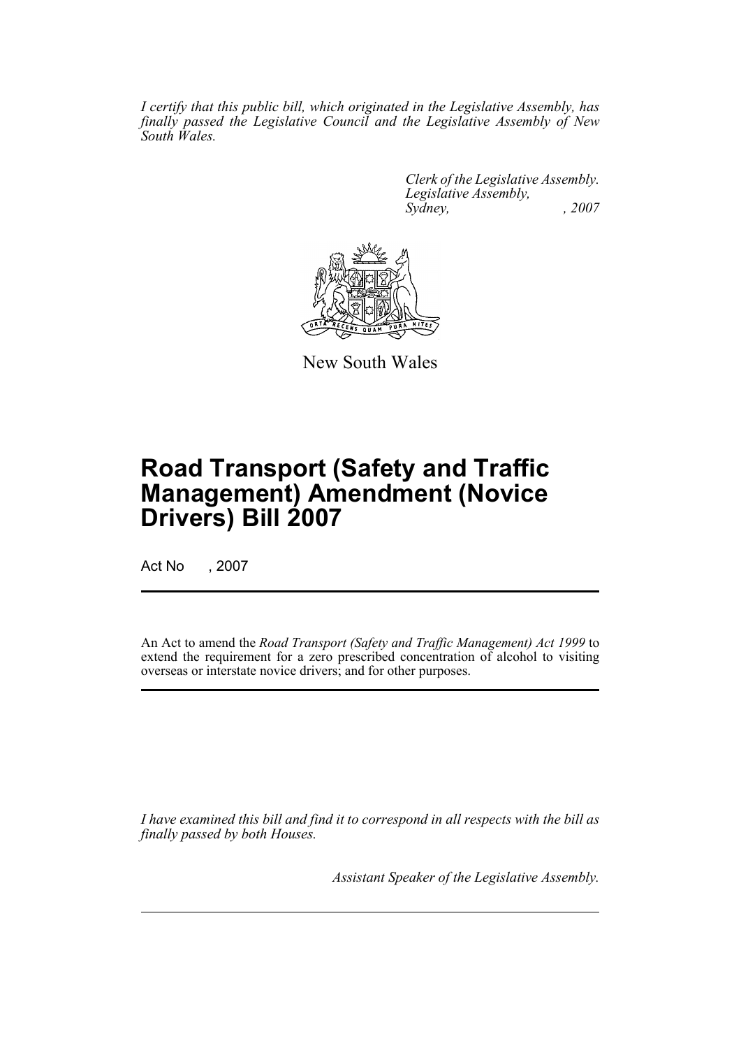*I certify that this public bill, which originated in the Legislative Assembly, has finally passed the Legislative Council and the Legislative Assembly of New South Wales.*

*Clerk of the Legislative Assembly.*
*Legislative Assembly,*
*Sydney, , 2007*

New South Wales

# Road Transport (Safety and Traffic Management) Amendment (Novice Drivers) Bill 2007

Act No , 2007

An Act to amend the *Road Transport (Safety and Traffic Management) Act 1999* to extend the requirement for a zero prescribed concentration of alcohol to visiting overseas or interstate novice drivers; and for other purposes.

*I have examined this bill and find it to correspond in all respects with the bill as finally passed by both Houses.*

*Assistant Speaker of the Legislative Assembly.*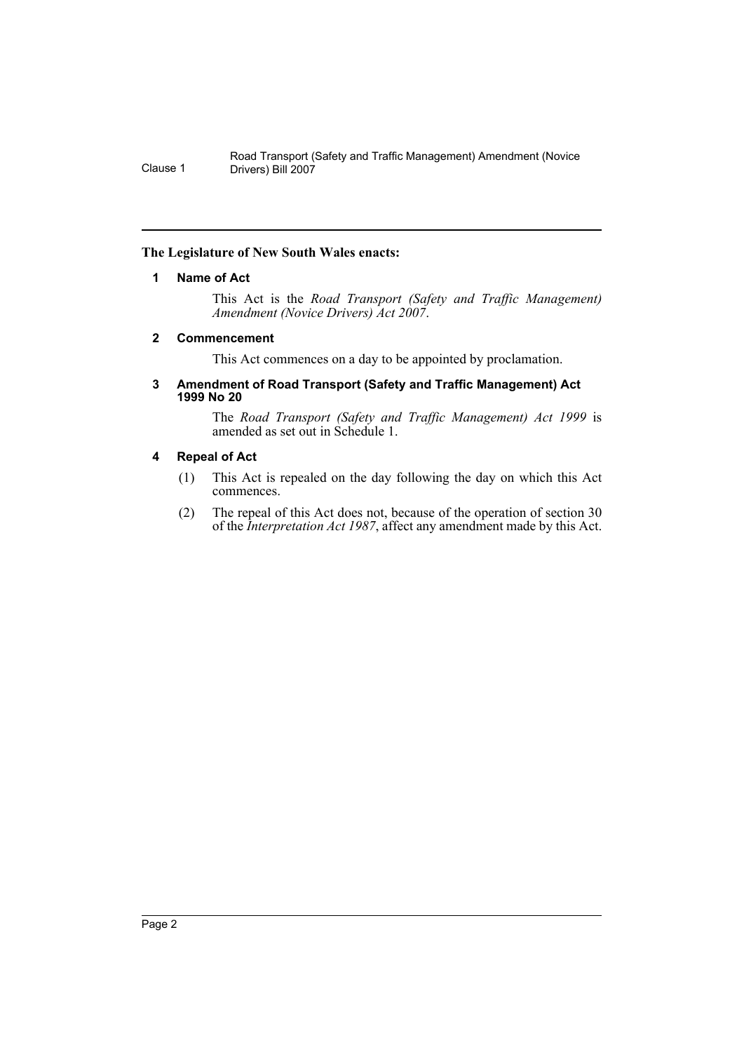**The Legislature of New South Wales enacts:**

### 1 Name of Act

This Act is the *Road Transport (Safety and Traffic Management) Amendment (Novice Drivers) Act 2007*.

### 2 Commencement

This Act commences on a day to be appointed by proclamation.

### 3 Amendment of Road Transport (Safety and Traffic Management) Act 1999 No 20

The *Road Transport (Safety and Traffic Management) Act 1999* is amended as set out in Schedule 1.

### 4 Repeal of Act

(1) This Act is repealed on the day following the day on which this Act commences.

(2) The repeal of this Act does not, because of the operation of section 30 of the *Interpretation Act 1987*, affect any amendment made by this Act.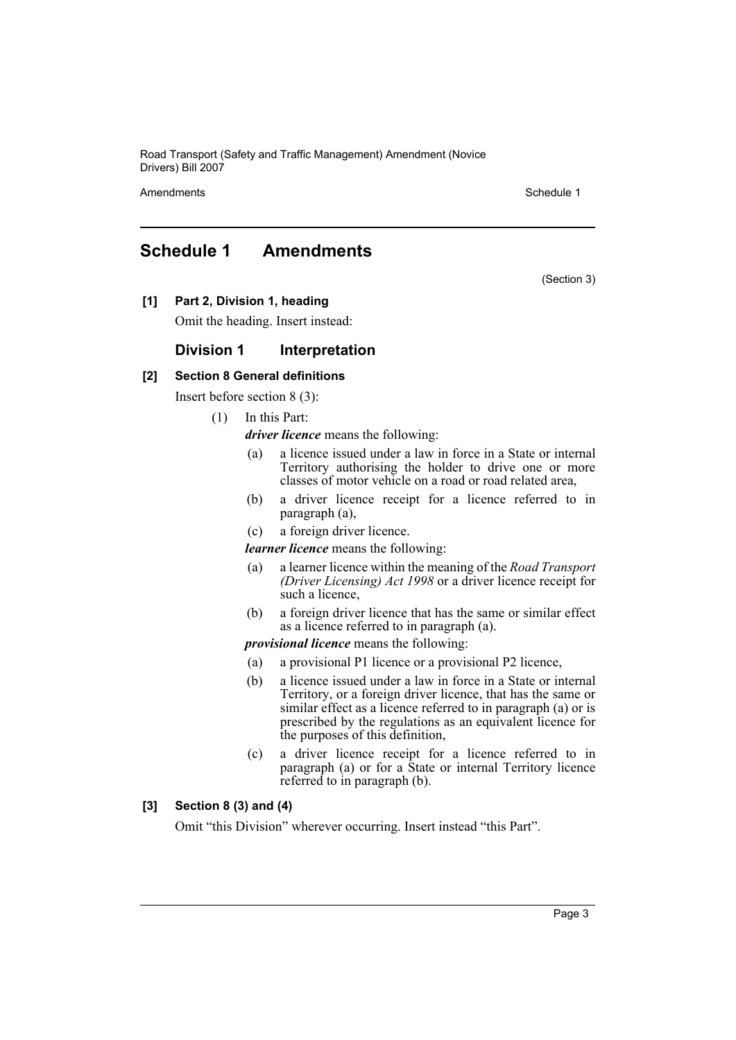# Schedule 1 Amendments

(Section 3)

**[1] Part 2, Division 1, heading**

Omit the heading. Insert instead:

## Division 1 Interpretation

**[2] Section 8 General definitions**

Insert before section 8 (3):

(1) In this Part:

***driver licence*** means the following:

(a) a licence issued under a law in force in a State or internal Territory authorising the holder to drive one or more classes of motor vehicle on a road or road related area,

(b) a driver licence receipt for a licence referred to in paragraph (a),

(c) a foreign driver licence.

***learner licence*** means the following:

(a) a learner licence within the meaning of the *Road Transport (Driver Licensing) Act 1998* or a driver licence receipt for such a licence,

(b) a foreign driver licence that has the same or similar effect as a licence referred to in paragraph (a).

***provisional licence*** means the following:

(a) a provisional P1 licence or a provisional P2 licence,

(b) a licence issued under a law in force in a State or internal Territory, or a foreign driver licence, that has the same or similar effect as a licence referred to in paragraph (a) or is prescribed by the regulations as an equivalent licence for the purposes of this definition,

(c) a driver licence receipt for a licence referred to in paragraph (a) or for a State or internal Territory licence referred to in paragraph (b).

**[3] Section 8 (3) and (4)**

Omit "this Division" wherever occurring. Insert instead "this Part".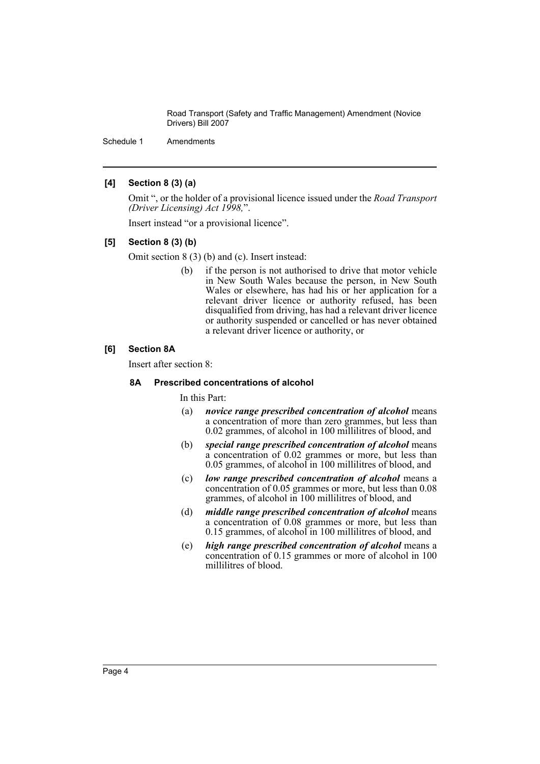**[4] Section 8 (3) (a)**

Omit ", or the holder of a provisional licence issued under the *Road Transport (Driver Licensing) Act 1998,*".

Insert instead "or a provisional licence".

**[5] Section 8 (3) (b)**

Omit section 8 (3) (b) and (c). Insert instead:

(b) if the person is not authorised to drive that motor vehicle in New South Wales because the person, in New South Wales or elsewhere, has had his or her application for a relevant driver licence or authority refused, has been disqualified from driving, has had a relevant driver licence or authority suspended or cancelled or has never obtained a relevant driver licence or authority, or

**[6] Section 8A**

Insert after section 8:

**8A Prescribed concentrations of alcohol**

In this Part:

(a) ***novice range prescribed concentration of alcohol*** means a concentration of more than zero grammes, but less than 0.02 grammes, of alcohol in 100 millilitres of blood, and

(b) ***special range prescribed concentration of alcohol*** means a concentration of 0.02 grammes or more, but less than 0.05 grammes, of alcohol in 100 millilitres of blood, and

(c) ***low range prescribed concentration of alcohol*** means a concentration of 0.05 grammes or more, but less than 0.08 grammes, of alcohol in 100 millilitres of blood, and

(d) ***middle range prescribed concentration of alcohol*** means a concentration of 0.08 grammes or more, but less than 0.15 grammes, of alcohol in 100 millilitres of blood, and

(e) ***high range prescribed concentration of alcohol*** means a concentration of 0.15 grammes or more of alcohol in 100 millilitres of blood.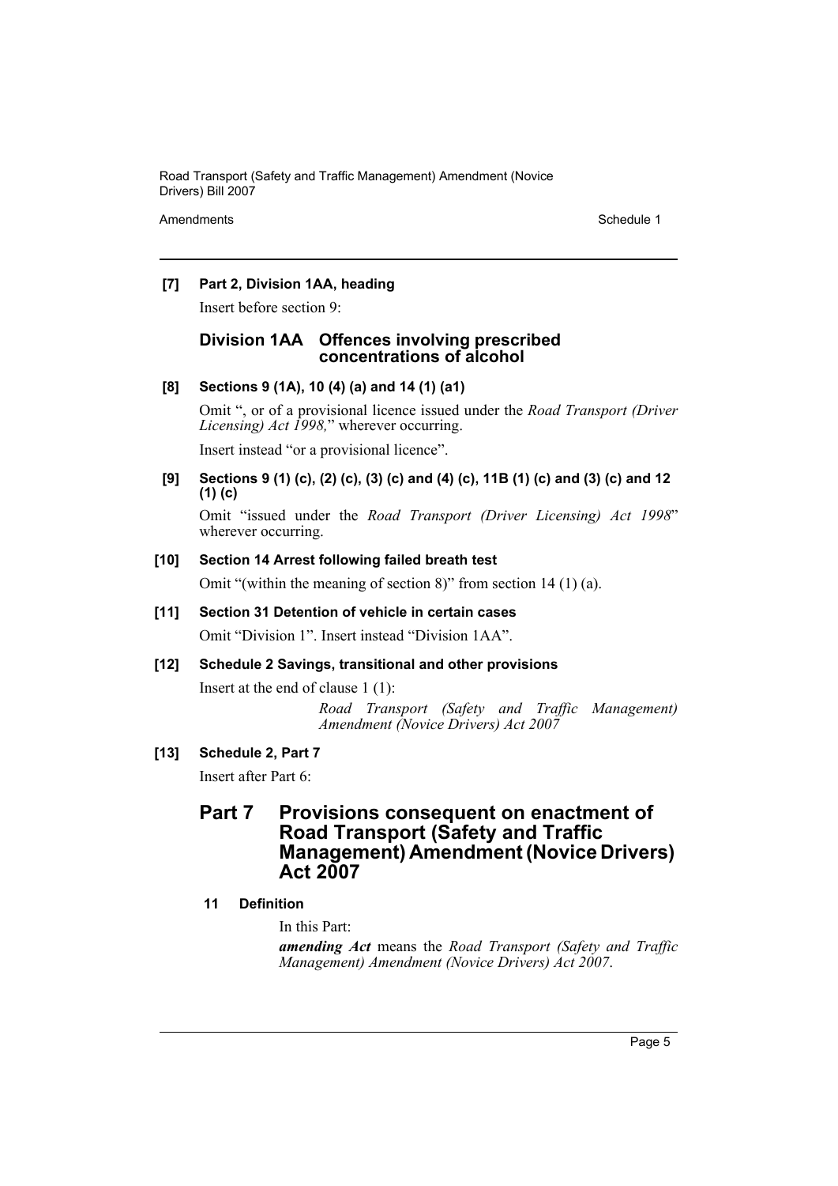**[7] Part 2, Division 1AA, heading**

Insert before section 9:

### Division 1AA Offences involving prescribed concentrations of alcohol

**[8] Sections 9 (1A), 10 (4) (a) and 14 (1) (a1)**

Omit ", or of a provisional licence issued under the *Road Transport (Driver Licensing) Act 1998,*" wherever occurring.

Insert instead "or a provisional licence".

**[9] Sections 9 (1) (c), (2) (c), (3) (c) and (4) (c), 11B (1) (c) and (3) (c) and 12 (1) (c)**

Omit "issued under the *Road Transport (Driver Licensing) Act 1998*" wherever occurring.

**[10] Section 14 Arrest following failed breath test**

Omit "(within the meaning of section 8)" from section 14 (1) (a).

**[11] Section 31 Detention of vehicle in certain cases**

Omit "Division 1". Insert instead "Division 1AA".

**[12] Schedule 2 Savings, transitional and other provisions**

Insert at the end of clause 1 (1):

*Road Transport (Safety and Traffic Management) Amendment (Novice Drivers) Act 2007*

**[13] Schedule 2, Part 7**

Insert after Part 6:

## Part 7 Provisions consequent on enactment of Road Transport (Safety and Traffic Management) Amendment (Novice Drivers) Act 2007

**11 Definition**

In this Part:

***amending Act*** means the *Road Transport (Safety and Traffic Management) Amendment (Novice Drivers) Act 2007*.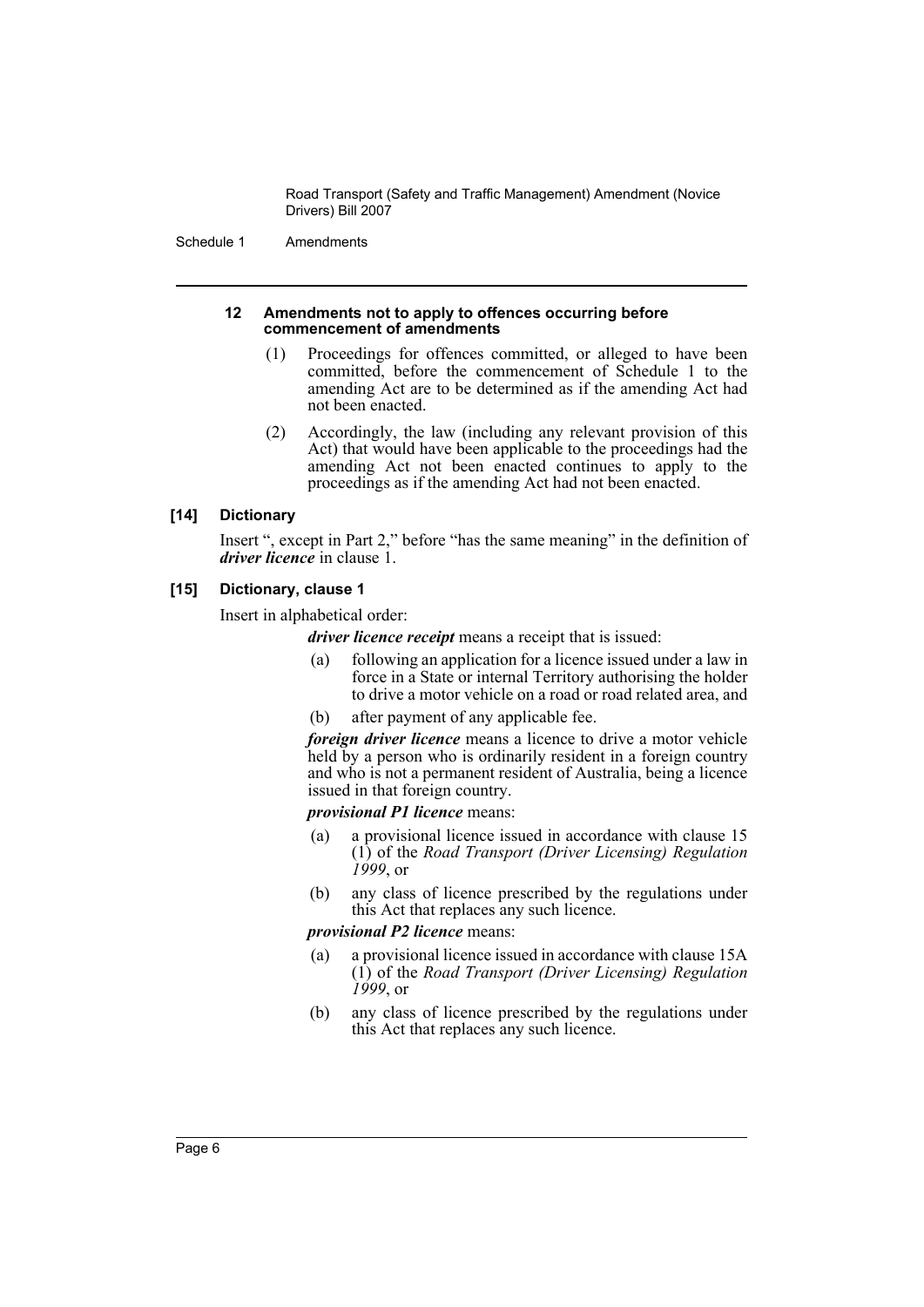#### 12 Amendments not to apply to offences occurring before commencement of amendments

(1) Proceedings for offences committed, or alleged to have been committed, before the commencement of Schedule 1 to the amending Act are to be determined as if the amending Act had not been enacted.

(2) Accordingly, the law (including any relevant provision of this Act) that would have been applicable to the proceedings had the amending Act not been enacted continues to apply to the proceedings as if the amending Act had not been enacted.

### [14] Dictionary

Insert ", except in Part 2," before "has the same meaning" in the definition of ***driver licence*** in clause 1.

### [15] Dictionary, clause 1

Insert in alphabetical order:

***driver licence receipt*** means a receipt that is issued:

(a) following an application for a licence issued under a law in force in a State or internal Territory authorising the holder to drive a motor vehicle on a road or road related area, and

(b) after payment of any applicable fee.

***foreign driver licence*** means a licence to drive a motor vehicle held by a person who is ordinarily resident in a foreign country and who is not a permanent resident of Australia, being a licence issued in that foreign country.

***provisional P1 licence*** means:

(a) a provisional licence issued in accordance with clause 15 (1) of the *Road Transport (Driver Licensing) Regulation 1999*, or

(b) any class of licence prescribed by the regulations under this Act that replaces any such licence.

***provisional P2 licence*** means:

(a) a provisional licence issued in accordance with clause 15A (1) of the *Road Transport (Driver Licensing) Regulation 1999*, or

(b) any class of licence prescribed by the regulations under this Act that replaces any such licence.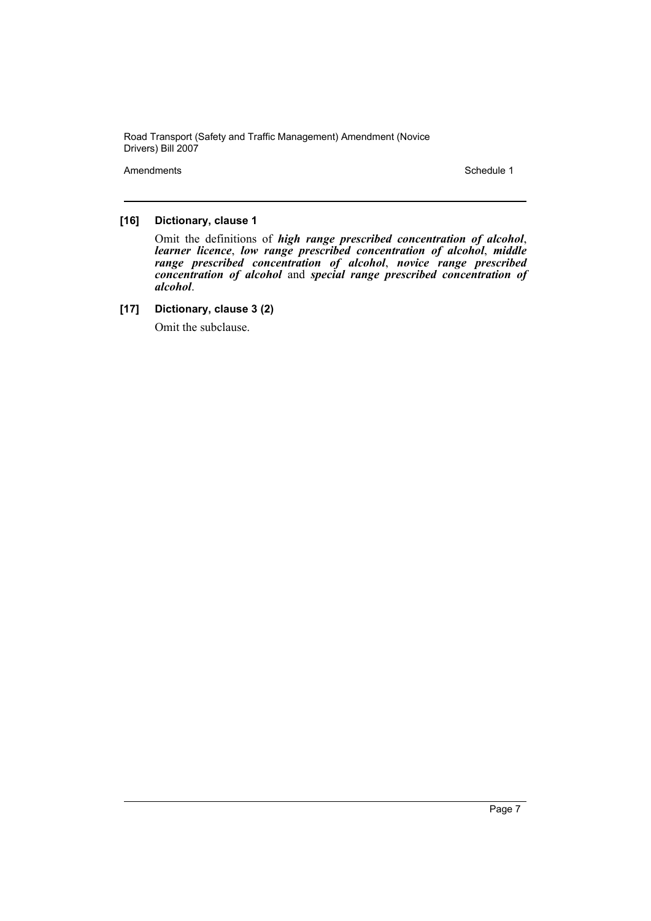**[16] Dictionary, clause 1**

Omit the definitions of ***high range prescribed concentration of alcohol***, ***learner licence***, ***low range prescribed concentration of alcohol***, ***middle range prescribed concentration of alcohol***, ***novice range prescribed concentration of alcohol*** and ***special range prescribed concentration of alcohol***.

**[17] Dictionary, clause 3 (2)**

Omit the subclause.